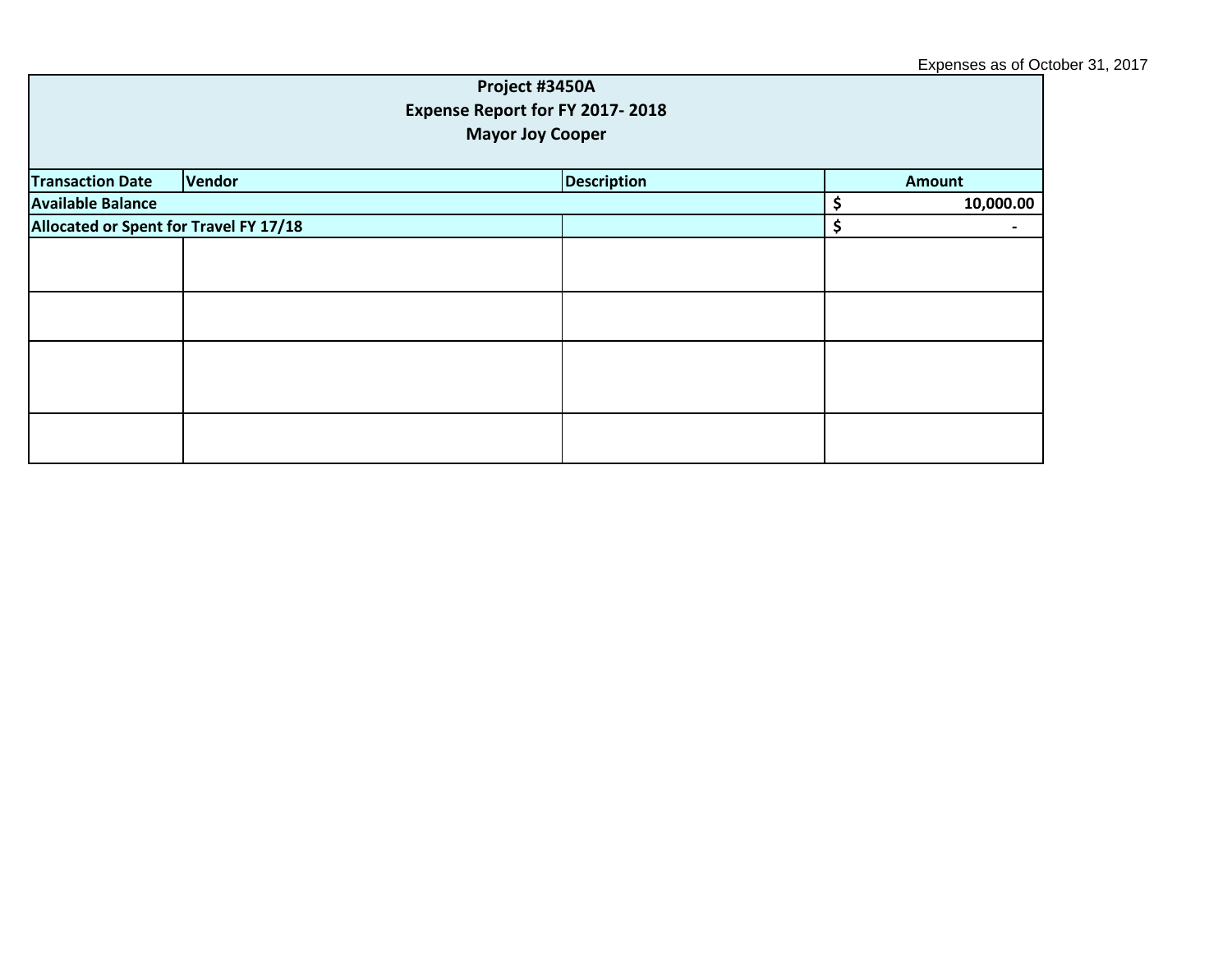Expenses as of October 31, 2017

| Project #3450A<br>Expense Report for FY 2017- 2018<br>Mayor Joy Cooper | | | |
|---|---|---|---|
| **Transaction Date** | **Vendor** | **Description** | **Amount** |
| **Available Balance** | | | **$ 10,000.00** |
| **Allocated or Spent for Travel FY 17/18** | | | **$ -** |
| | | | |
| | | | |
| | | | |
| | | | |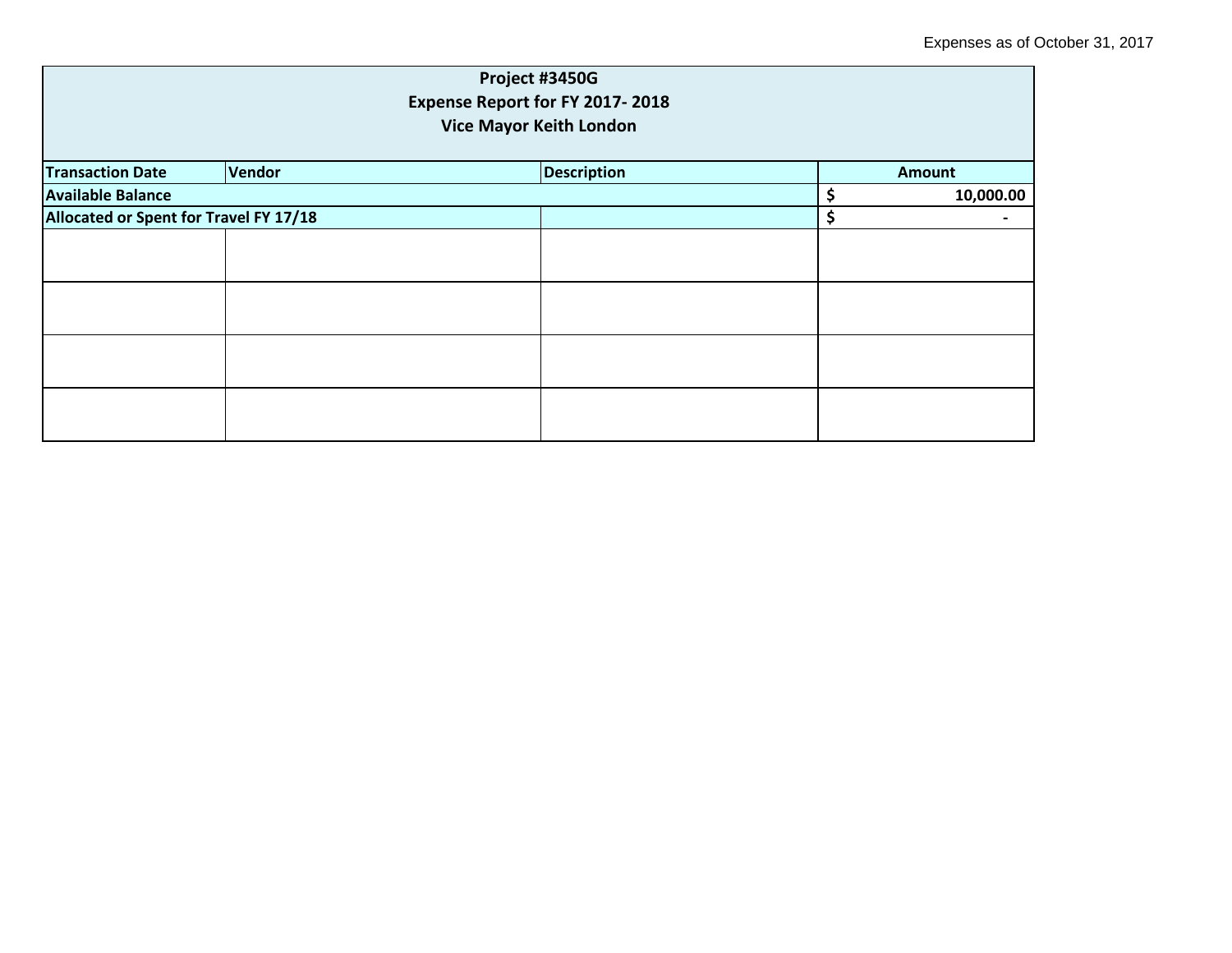Expenses as of October 31, 2017

| Project #3450G<br>Expense Report for FY 2017- 2018<br>Vice Mayor Keith London | | | |
|---|---|---|---|
| **Transaction Date** | **Vendor** | **Description** | **Amount** |
| **Available Balance** | | | **$ 10,000.00** |
| **Allocated or Spent for Travel FY 17/18** | | | **$ -** |
| | | | |
| | | | |
| | | | |
| | | | |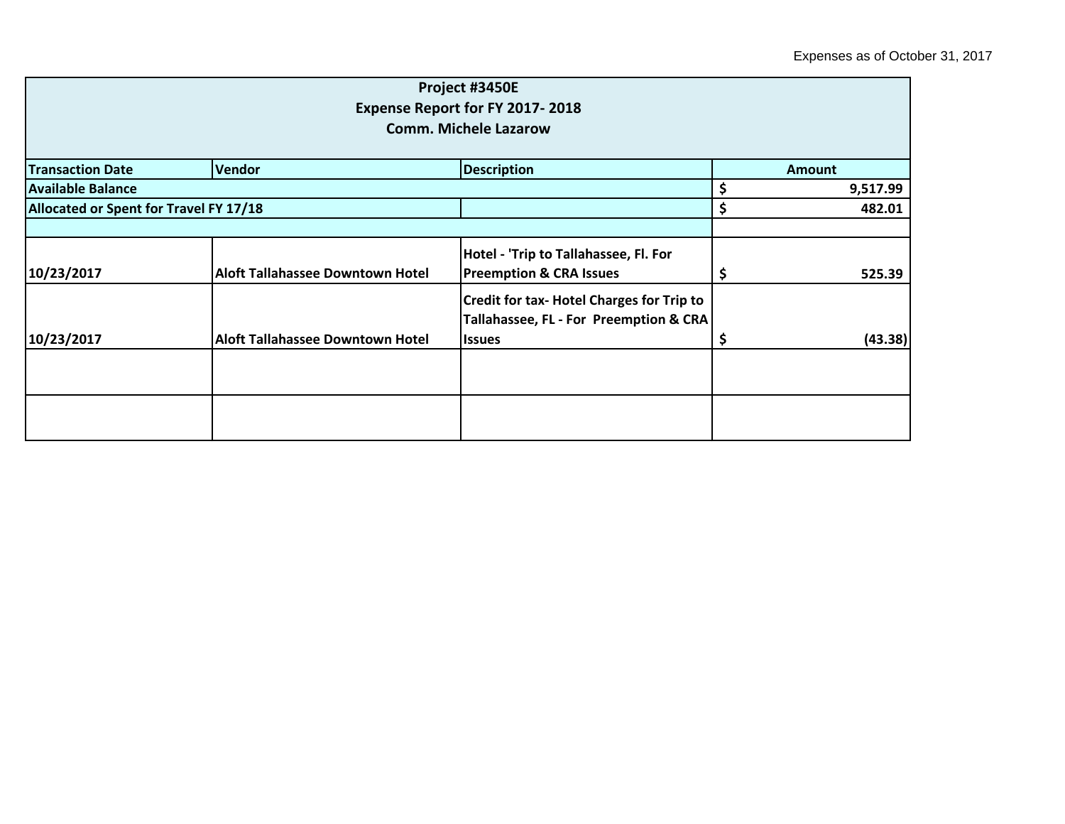Expenses as of October 31, 2017

| Project #3450E<br>Expense Report for FY 2017- 2018<br>Comm. Michele Lazarow | | | |
|---|---|---|---|
| **Transaction Date** | **Vendor** | **Description** | **Amount** |
| **Available Balance** | | | **$ 9,517.99** |
| **Allocated or Spent for Travel FY 17/18** | | | **$ 482.01** |
| | | | |
| **10/23/2017** | **Aloft Tallahassee Downtown Hotel** | **Hotel - 'Trip to Tallahassee, Fl. For Preemption & CRA Issues** | **$ 525.39** |
| **10/23/2017** | **Aloft Tallahassee Downtown Hotel** | **Credit for tax- Hotel Charges for Trip to Tallahassee, FL - For Preemption & CRA Issues** | **$ (43.38)** |
| | | | |
| | | | |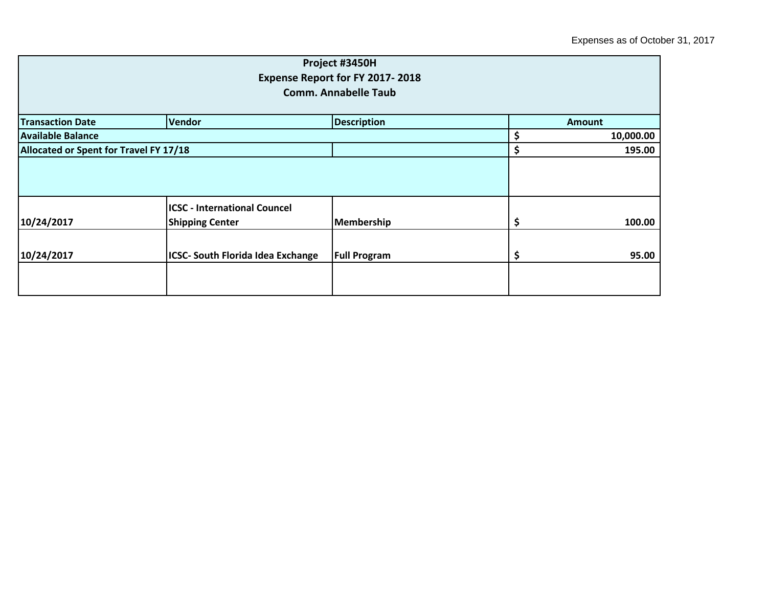Expenses as of October 31, 2017

| Project #3450H<br>Expense Report for FY 2017- 2018<br>Comm. Annabelle Taub | | | |
|---|---|---|---|
| **Transaction Date** | **Vendor** | **Description** | **Amount** |
| **Available Balance** | | | **$ 10,000.00** |
| **Allocated or Spent for Travel FY 17/18** | | | **$ 195.00** |
| | | | |
| **10/24/2017** | **ICSC - International Councel Shipping Center** | **Membership** | **$ 100.00** |
| **10/24/2017** | **ICSC- South Florida Idea Exchange** | **Full Program** | **$ 95.00** |
| | | | |